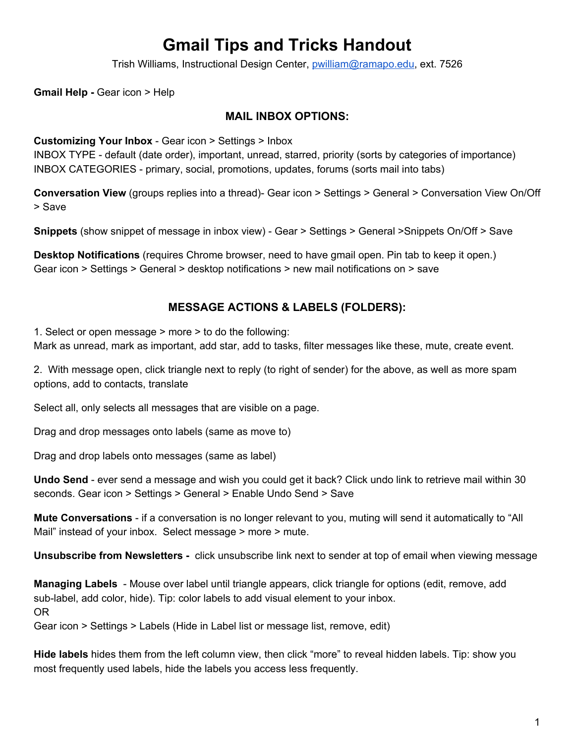# Gmail Tips and Tricks Handout

Trish Williams, Instructional Design Center, pwilliam@ramapo.edu, ext. 7526

**Gmail Help -** Gear icon > Help

## MAIL INBOX OPTIONS:

**Customizing Your Inbox** - Gear icon > Settings > Inbox
INBOX TYPE - default (date order), important, unread, starred, priority (sorts by categories of importance)
INBOX CATEGORIES - primary, social, promotions, updates, forums (sorts mail into tabs)

**Conversation View** (groups replies into a thread)- Gear icon > Settings > General > Conversation View On/Off > Save

**Snippets** (show snippet of message in inbox view) - Gear > Settings > General >Snippets On/Off > Save

**Desktop Notifications** (requires Chrome browser, need to have gmail open. Pin tab to keep it open.)
Gear icon > Settings > General > desktop notifications > new mail notifications on > save

## MESSAGE ACTIONS & LABELS (FOLDERS):

1. Select or open message > more > to do the following:
Mark as unread, mark as important, add star, add to tasks, filter messages like these, mute, create event.

2. With message open, click triangle next to reply (to right of sender) for the above, as well as more spam options, add to contacts, translate

Select all, only selects all messages that are visible on a page.

Drag and drop messages onto labels (same as move to)

Drag and drop labels onto messages (same as label)

**Undo Send** - ever send a message and wish you could get it back? Click undo link to retrieve mail within 30 seconds. Gear icon > Settings > General > Enable Undo Send > Save

**Mute Conversations** - if a conversation is no longer relevant to you, muting will send it automatically to "All Mail" instead of your inbox. Select message > more > mute.

**Unsubscribe from Newsletters -** click unsubscribe link next to sender at top of email when viewing message

**Managing Labels** - Mouse over label until triangle appears, click triangle for options (edit, remove, add sub-label, add color, hide). Tip: color labels to add visual element to your inbox.
OR
Gear icon > Settings > Labels (Hide in Label list or message list, remove, edit)

**Hide labels** hides them from the left column view, then click "more" to reveal hidden labels. Tip: show you most frequently used labels, hide the labels you access less frequently.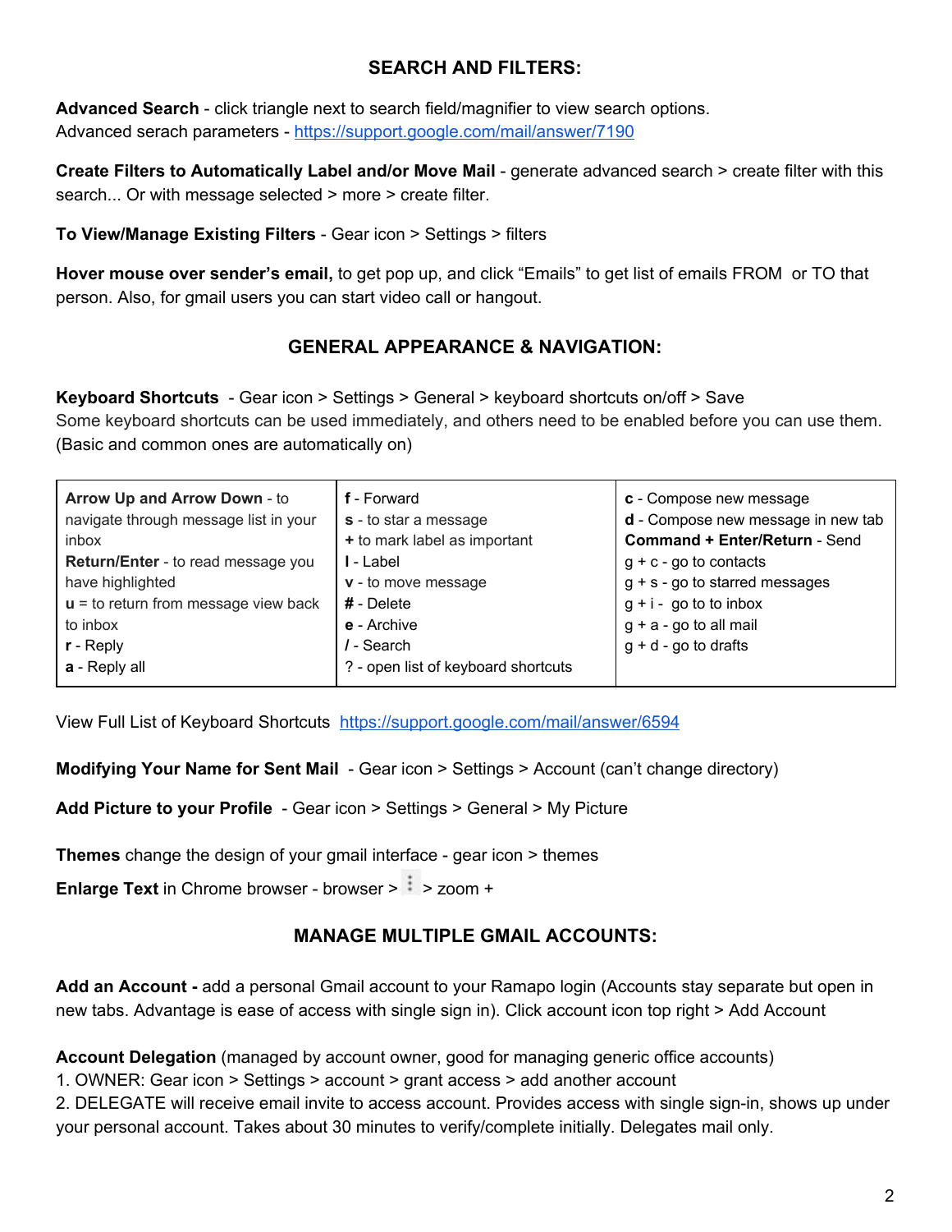## SEARCH AND FILTERS:

**Advanced Search** - click triangle next to search field/magnifier to view search options.
Advanced serach parameters - https://support.google.com/mail/answer/7190

**Create Filters to Automatically Label and/or Move Mail** - generate advanced search > create filter with this search... Or with message selected > more > create filter.

**To View/Manage Existing Filters** - Gear icon > Settings > filters

**Hover mouse over sender's email,** to get pop up, and click "Emails" to get list of emails FROM or TO that person. Also, for gmail users you can start video call or hangout.

## GENERAL APPEARANCE & NAVIGATION:

**Keyboard Shortcuts** - Gear icon > Settings > General > keyboard shortcuts on/off > Save
Some keyboard shortcuts can be used immediately, and others need to be enabled before you can use them. (Basic and common ones are automatically on)

| | | |
|---|---|---|
| **Arrow Up and Arrow Down** - to navigate through message list in your inbox<br>**Return/Enter** - to read message you have highlighted<br>**u** = to return from message view back to inbox<br>**r** - Reply<br>**a** - Reply all | **f** - Forward<br>**s** - to star a message<br>**+** to mark label as important<br>**l** - Label<br>**v** - to move message<br>**#** - Delete<br>**e** - Archive<br>**/** - Search<br>? - open list of keyboard shortcuts | **c** - Compose new message<br>**d** - Compose new message in new tab<br>**Command + Enter/Return** - Send<br>g + c - go to contacts<br>g + s - go to starred messages<br>g + i - go to to inbox<br>g + a - go to all mail<br>g + d - go to drafts |

View Full List of Keyboard Shortcuts https://support.google.com/mail/answer/6594

**Modifying Your Name for Sent Mail** - Gear icon > Settings > Account (can't change directory)

**Add Picture to your Profile** - Gear icon > Settings > General > My Picture

**Themes** change the design of your gmail interface - gear icon > themes

**Enlarge Text** in Chrome browser - browser > ⋮ > zoom +

## MANAGE MULTIPLE GMAIL ACCOUNTS:

**Add an Account -** add a personal Gmail account to your Ramapo login (Accounts stay separate but open in new tabs. Advantage is ease of access with single sign in). Click account icon top right > Add Account

**Account Delegation** (managed by account owner, good for managing generic office accounts)
1. OWNER: Gear icon > Settings > account > grant access > add another account
2. DELEGATE will receive email invite to access account. Provides access with single sign-in, shows up under your personal account. Takes about 30 minutes to verify/complete initially. Delegates mail only.